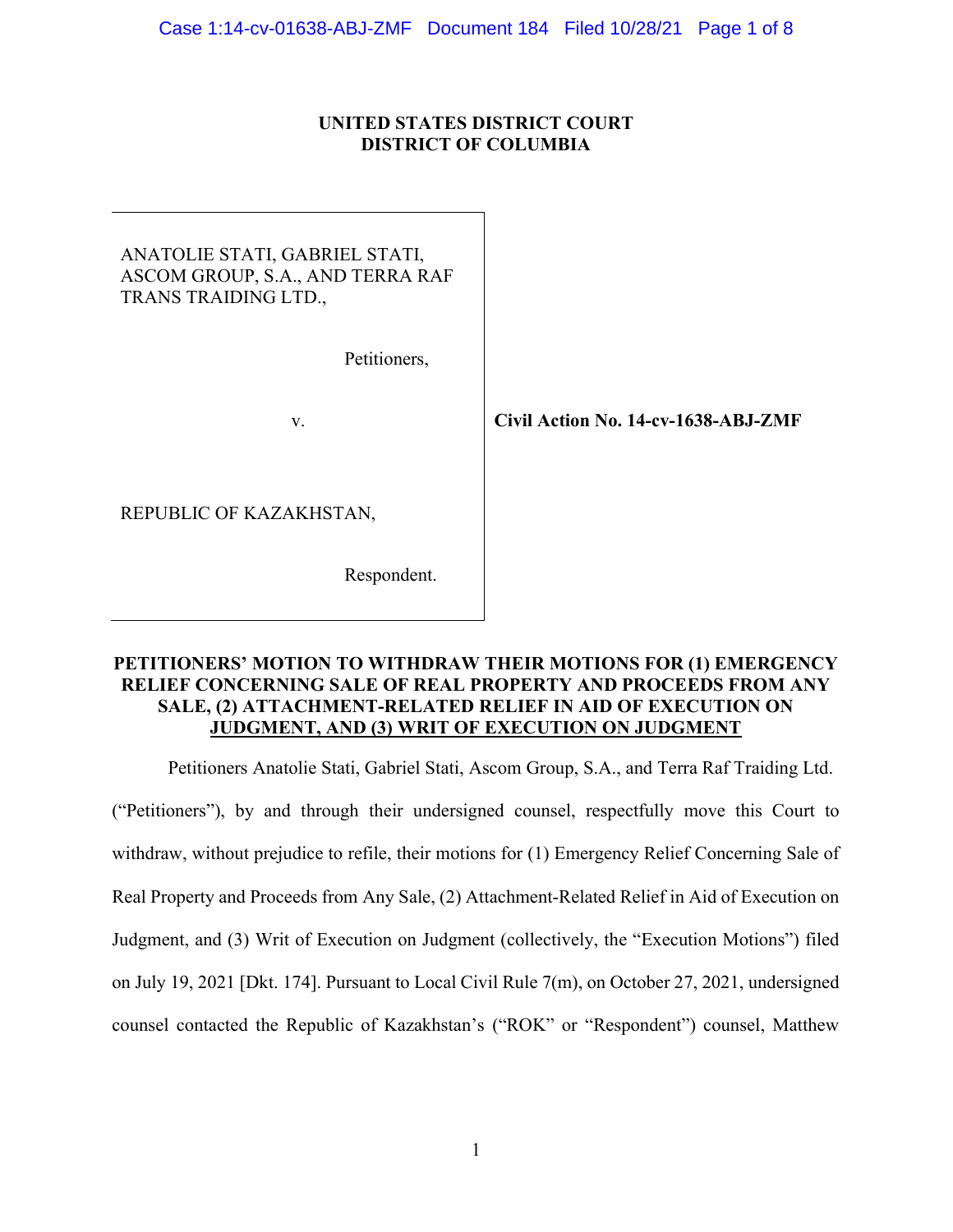**UNITED STATES DISTRICT COURT**
**DISTRICT OF COLUMBIA**

ANATOLIE STATI, GABRIEL STATI, ASCOM GROUP, S.A., AND TERRA RAF TRANS TRAIDING LTD.,

Petitioners,

v.

REPUBLIC OF KAZAKHSTAN,

Respondent.

**Civil Action No. 14-cv-1638-ABJ-ZMF**

**PETITIONERS' MOTION TO WITHDRAW THEIR MOTIONS FOR (1) EMERGENCY RELIEF CONCERNING SALE OF REAL PROPERTY AND PROCEEDS FROM ANY SALE, (2) ATTACHMENT-RELATED RELIEF IN AID OF EXECUTION ON JUDGMENT, AND (3) WRIT OF EXECUTION ON JUDGMENT**

Petitioners Anatolie Stati, Gabriel Stati, Ascom Group, S.A., and Terra Raf Traiding Ltd. ("Petitioners"), by and through their undersigned counsel, respectfully move this Court to withdraw, without prejudice to refile, their motions for (1) Emergency Relief Concerning Sale of Real Property and Proceeds from Any Sale, (2) Attachment-Related Relief in Aid of Execution on Judgment, and (3) Writ of Execution on Judgment (collectively, the "Execution Motions") filed on July 19, 2021 [Dkt. 174]. Pursuant to Local Civil Rule 7(m), on October 27, 2021, undersigned counsel contacted the Republic of Kazakhstan's ("ROK" or "Respondent") counsel, Matthew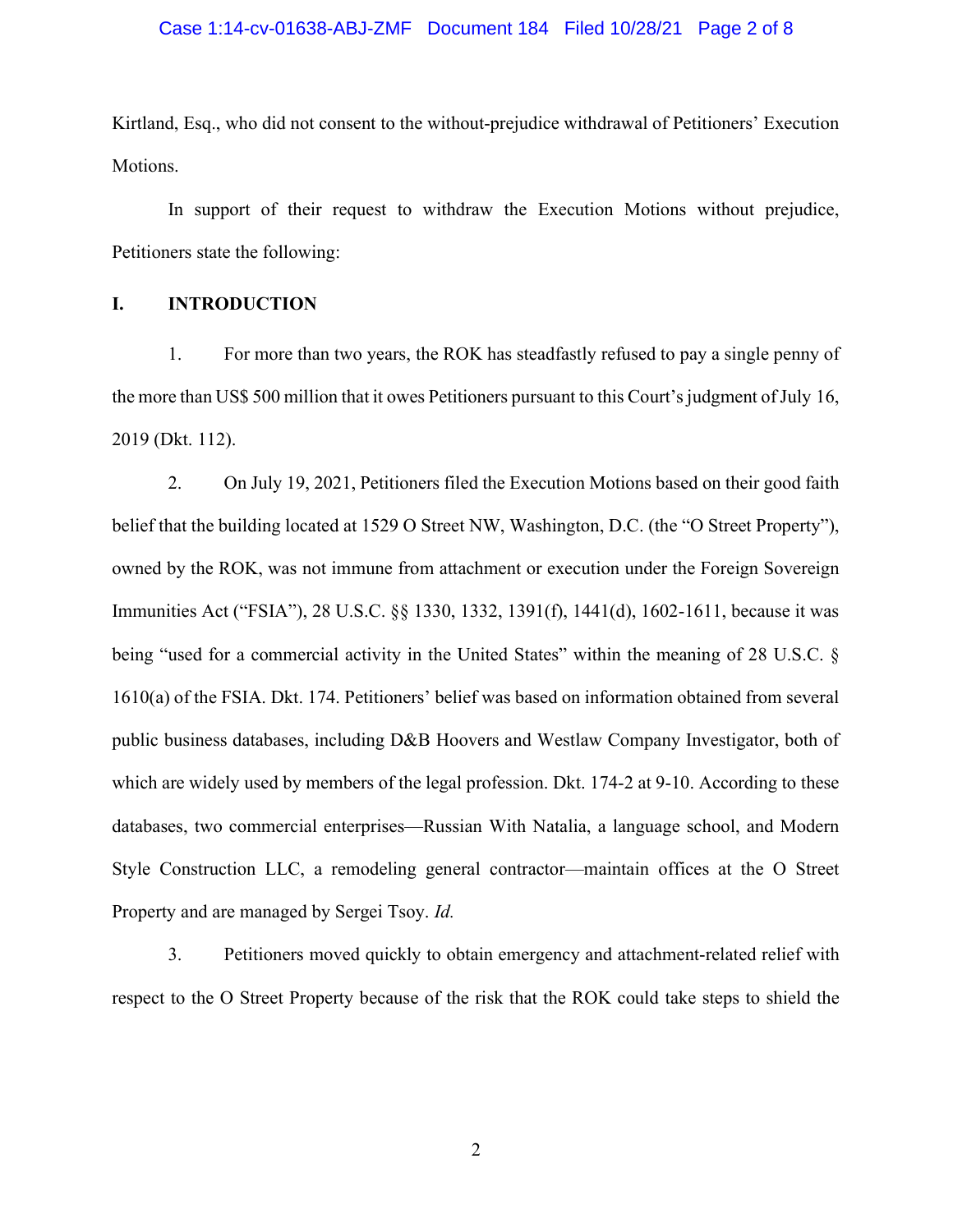Kirtland, Esq., who did not consent to the without-prejudice withdrawal of Petitioners' Execution Motions.

In support of their request to withdraw the Execution Motions without prejudice, Petitioners state the following:

## I. INTRODUCTION

1. For more than two years, the ROK has steadfastly refused to pay a single penny of the more than US$ 500 million that it owes Petitioners pursuant to this Court's judgment of July 16, 2019 (Dkt. 112).

2. On July 19, 2021, Petitioners filed the Execution Motions based on their good faith belief that the building located at 1529 O Street NW, Washington, D.C. (the "O Street Property"), owned by the ROK, was not immune from attachment or execution under the Foreign Sovereign Immunities Act ("FSIA"), 28 U.S.C. §§ 1330, 1332, 1391(f), 1441(d), 1602-1611, because it was being "used for a commercial activity in the United States" within the meaning of 28 U.S.C. § 1610(a) of the FSIA. Dkt. 174. Petitioners' belief was based on information obtained from several public business databases, including D&B Hoovers and Westlaw Company Investigator, both of which are widely used by members of the legal profession. Dkt. 174-2 at 9-10. According to these databases, two commercial enterprises—Russian With Natalia, a language school, and Modern Style Construction LLC, a remodeling general contractor—maintain offices at the O Street Property and are managed by Sergei Tsoy. *Id.*

3. Petitioners moved quickly to obtain emergency and attachment-related relief with respect to the O Street Property because of the risk that the ROK could take steps to shield the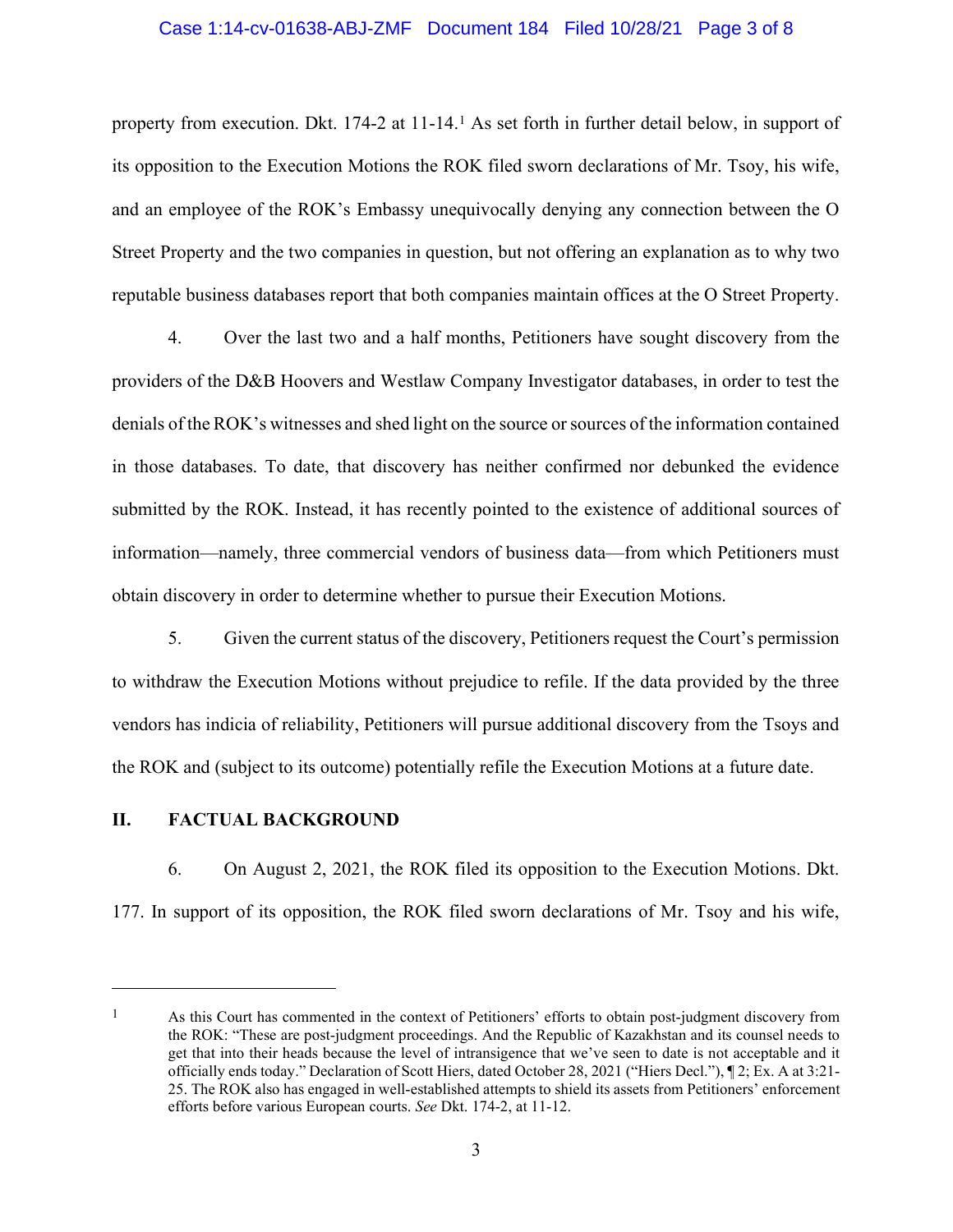property from execution. Dkt. 174-2 at 11-14.[1] As set forth in further detail below, in support of its opposition to the Execution Motions the ROK filed sworn declarations of Mr. Tsoy, his wife, and an employee of the ROK's Embassy unequivocally denying any connection between the O Street Property and the two companies in question, but not offering an explanation as to why two reputable business databases report that both companies maintain offices at the O Street Property.

4. Over the last two and a half months, Petitioners have sought discovery from the providers of the D&B Hoovers and Westlaw Company Investigator databases, in order to test the denials of the ROK's witnesses and shed light on the source or sources of the information contained in those databases. To date, that discovery has neither confirmed nor debunked the evidence submitted by the ROK. Instead, it has recently pointed to the existence of additional sources of information—namely, three commercial vendors of business data—from which Petitioners must obtain discovery in order to determine whether to pursue their Execution Motions.

5. Given the current status of the discovery, Petitioners request the Court's permission to withdraw the Execution Motions without prejudice to refile. If the data provided by the three vendors has indicia of reliability, Petitioners will pursue additional discovery from the Tsoys and the ROK and (subject to its outcome) potentially refile the Execution Motions at a future date.

## II. FACTUAL BACKGROUND

6. On August 2, 2021, the ROK filed its opposition to the Execution Motions. Dkt. 177. In support of its opposition, the ROK filed sworn declarations of Mr. Tsoy and his wife,

---

[1] As this Court has commented in the context of Petitioners' efforts to obtain post-judgment discovery from the ROK: "These are post-judgment proceedings. And the Republic of Kazakhstan and its counsel needs to get that into their heads because the level of intransigence that we've seen to date is not acceptable and it officially ends today." Declaration of Scott Hiers, dated October 28, 2021 ("Hiers Decl."), ¶ 2; Ex. A at 3:21-25. The ROK also has engaged in well-established attempts to shield its assets from Petitioners' enforcement efforts before various European courts. *See* Dkt. 174-2, at 11-12.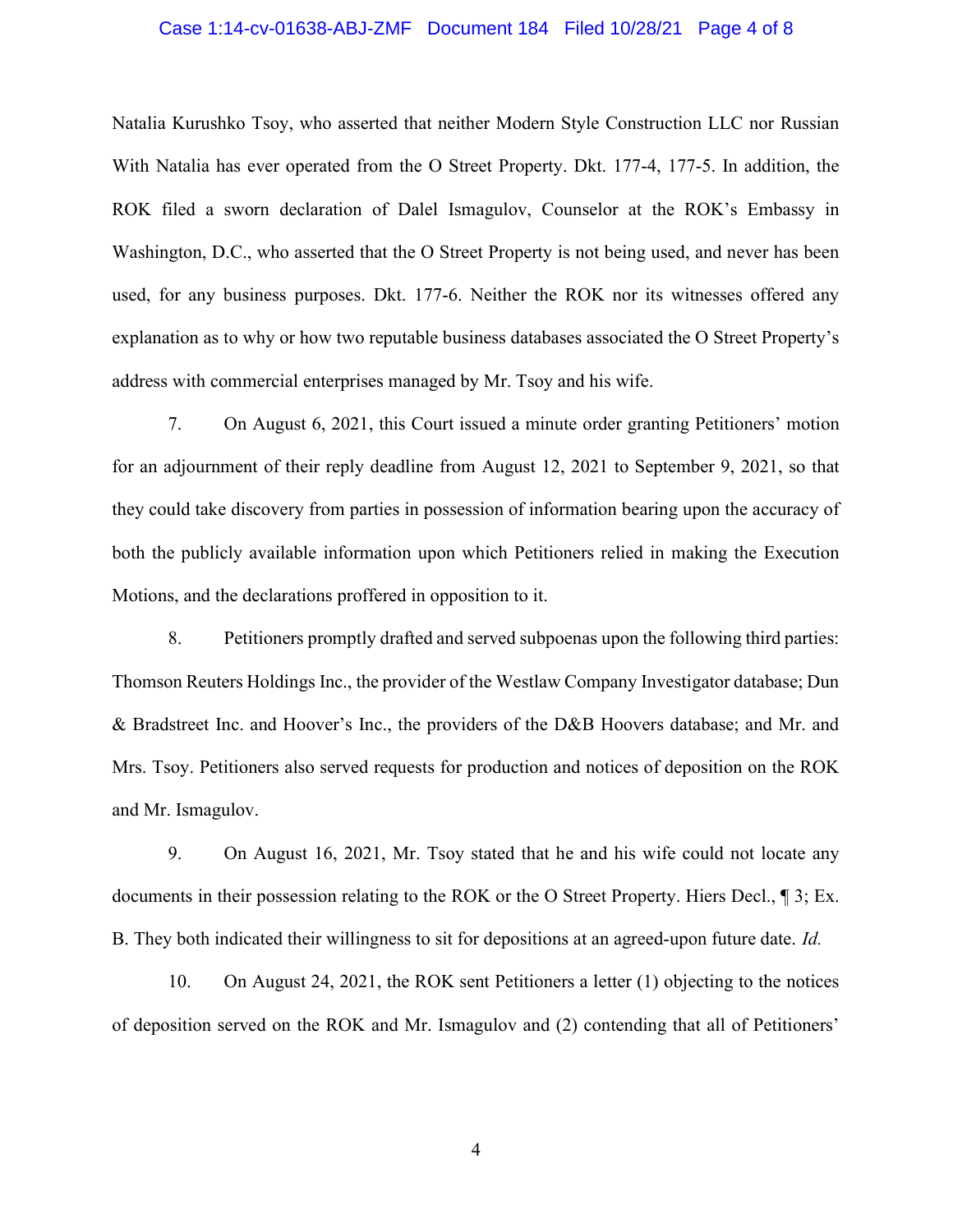Natalia Kurushko Tsoy, who asserted that neither Modern Style Construction LLC nor Russian With Natalia has ever operated from the O Street Property. Dkt. 177-4, 177-5. In addition, the ROK filed a sworn declaration of Dalel Ismagulov, Counselor at the ROK's Embassy in Washington, D.C., who asserted that the O Street Property is not being used, and never has been used, for any business purposes. Dkt. 177-6. Neither the ROK nor its witnesses offered any explanation as to why or how two reputable business databases associated the O Street Property's address with commercial enterprises managed by Mr. Tsoy and his wife.

7. On August 6, 2021, this Court issued a minute order granting Petitioners' motion for an adjournment of their reply deadline from August 12, 2021 to September 9, 2021, so that they could take discovery from parties in possession of information bearing upon the accuracy of both the publicly available information upon which Petitioners relied in making the Execution Motions, and the declarations proffered in opposition to it.

8. Petitioners promptly drafted and served subpoenas upon the following third parties: Thomson Reuters Holdings Inc., the provider of the Westlaw Company Investigator database; Dun & Bradstreet Inc. and Hoover's Inc., the providers of the D&B Hoovers database; and Mr. and Mrs. Tsoy. Petitioners also served requests for production and notices of deposition on the ROK and Mr. Ismagulov.

9. On August 16, 2021, Mr. Tsoy stated that he and his wife could not locate any documents in their possession relating to the ROK or the O Street Property. Hiers Decl., ¶ 3; Ex. B. They both indicated their willingness to sit for depositions at an agreed-upon future date. *Id.*

10. On August 24, 2021, the ROK sent Petitioners a letter (1) objecting to the notices of deposition served on the ROK and Mr. Ismagulov and (2) contending that all of Petitioners'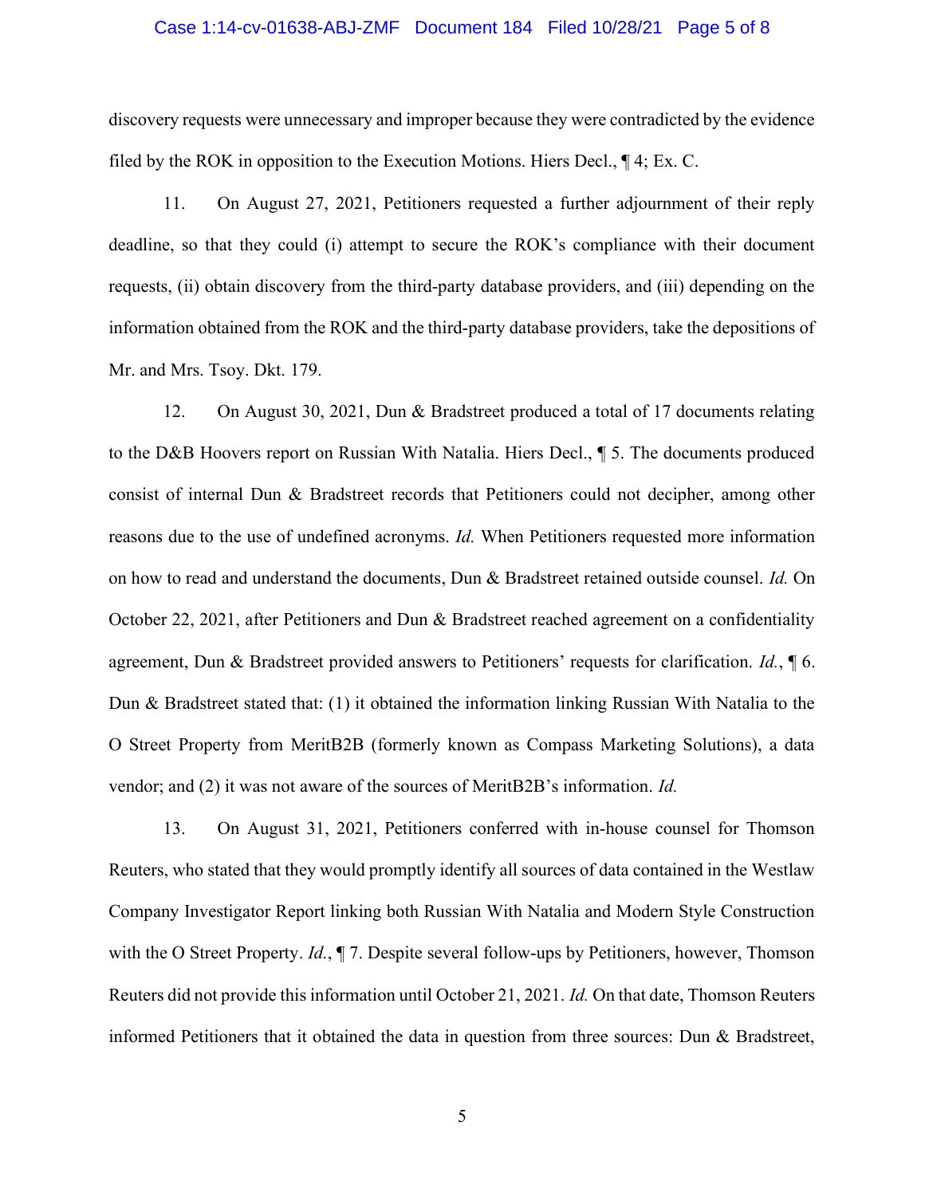discovery requests were unnecessary and improper because they were contradicted by the evidence filed by the ROK in opposition to the Execution Motions. Hiers Decl., ¶ 4; Ex. C.

11. On August 27, 2021, Petitioners requested a further adjournment of their reply deadline, so that they could (i) attempt to secure the ROK's compliance with their document requests, (ii) obtain discovery from the third-party database providers, and (iii) depending on the information obtained from the ROK and the third-party database providers, take the depositions of Mr. and Mrs. Tsoy. Dkt. 179.

12. On August 30, 2021, Dun & Bradstreet produced a total of 17 documents relating to the D&B Hoovers report on Russian With Natalia. Hiers Decl., ¶ 5. The documents produced consist of internal Dun & Bradstreet records that Petitioners could not decipher, among other reasons due to the use of undefined acronyms. *Id.* When Petitioners requested more information on how to read and understand the documents, Dun & Bradstreet retained outside counsel. *Id.* On October 22, 2021, after Petitioners and Dun & Bradstreet reached agreement on a confidentiality agreement, Dun & Bradstreet provided answers to Petitioners' requests for clarification. *Id.*, ¶ 6. Dun & Bradstreet stated that: (1) it obtained the information linking Russian With Natalia to the O Street Property from MeritB2B (formerly known as Compass Marketing Solutions), a data vendor; and (2) it was not aware of the sources of MeritB2B's information. *Id.*

13. On August 31, 2021, Petitioners conferred with in-house counsel for Thomson Reuters, who stated that they would promptly identify all sources of data contained in the Westlaw Company Investigator Report linking both Russian With Natalia and Modern Style Construction with the O Street Property. *Id.*, ¶ 7. Despite several follow-ups by Petitioners, however, Thomson Reuters did not provide this information until October 21, 2021. *Id.* On that date, Thomson Reuters informed Petitioners that it obtained the data in question from three sources: Dun & Bradstreet,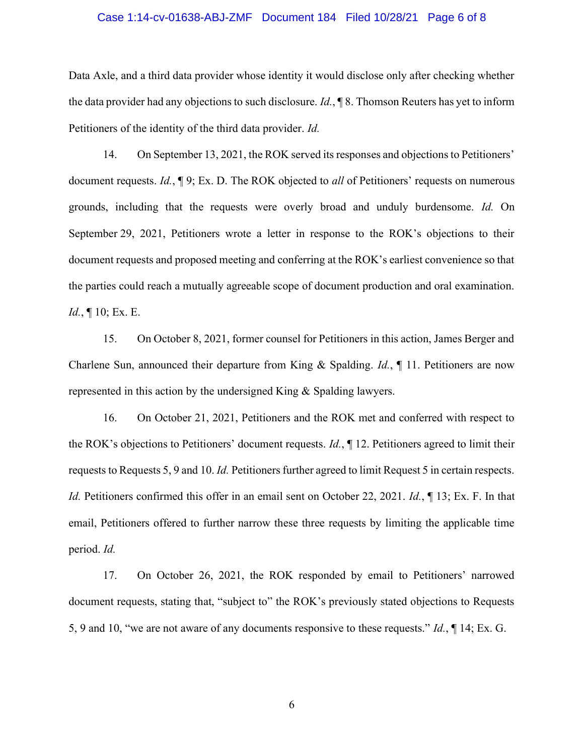Data Axle, and a third data provider whose identity it would disclose only after checking whether the data provider had any objections to such disclosure. *Id.*, ¶ 8. Thomson Reuters has yet to inform Petitioners of the identity of the third data provider. *Id.*

14. On September 13, 2021, the ROK served its responses and objections to Petitioners' document requests. *Id.*, ¶ 9; Ex. D. The ROK objected to *all* of Petitioners' requests on numerous grounds, including that the requests were overly broad and unduly burdensome. *Id.* On September 29, 2021, Petitioners wrote a letter in response to the ROK's objections to their document requests and proposed meeting and conferring at the ROK's earliest convenience so that the parties could reach a mutually agreeable scope of document production and oral examination. *Id.*, ¶ 10; Ex. E.

15. On October 8, 2021, former counsel for Petitioners in this action, James Berger and Charlene Sun, announced their departure from King & Spalding. *Id.*, ¶ 11. Petitioners are now represented in this action by the undersigned King & Spalding lawyers.

16. On October 21, 2021, Petitioners and the ROK met and conferred with respect to the ROK's objections to Petitioners' document requests. *Id.*, ¶ 12. Petitioners agreed to limit their requests to Requests 5, 9 and 10. *Id.* Petitioners further agreed to limit Request 5 in certain respects. *Id.* Petitioners confirmed this offer in an email sent on October 22, 2021. *Id.*, ¶ 13; Ex. F. In that email, Petitioners offered to further narrow these three requests by limiting the applicable time period. *Id.*

17. On October 26, 2021, the ROK responded by email to Petitioners' narrowed document requests, stating that, "subject to" the ROK's previously stated objections to Requests 5, 9 and 10, "we are not aware of any documents responsive to these requests." *Id.*, ¶ 14; Ex. G.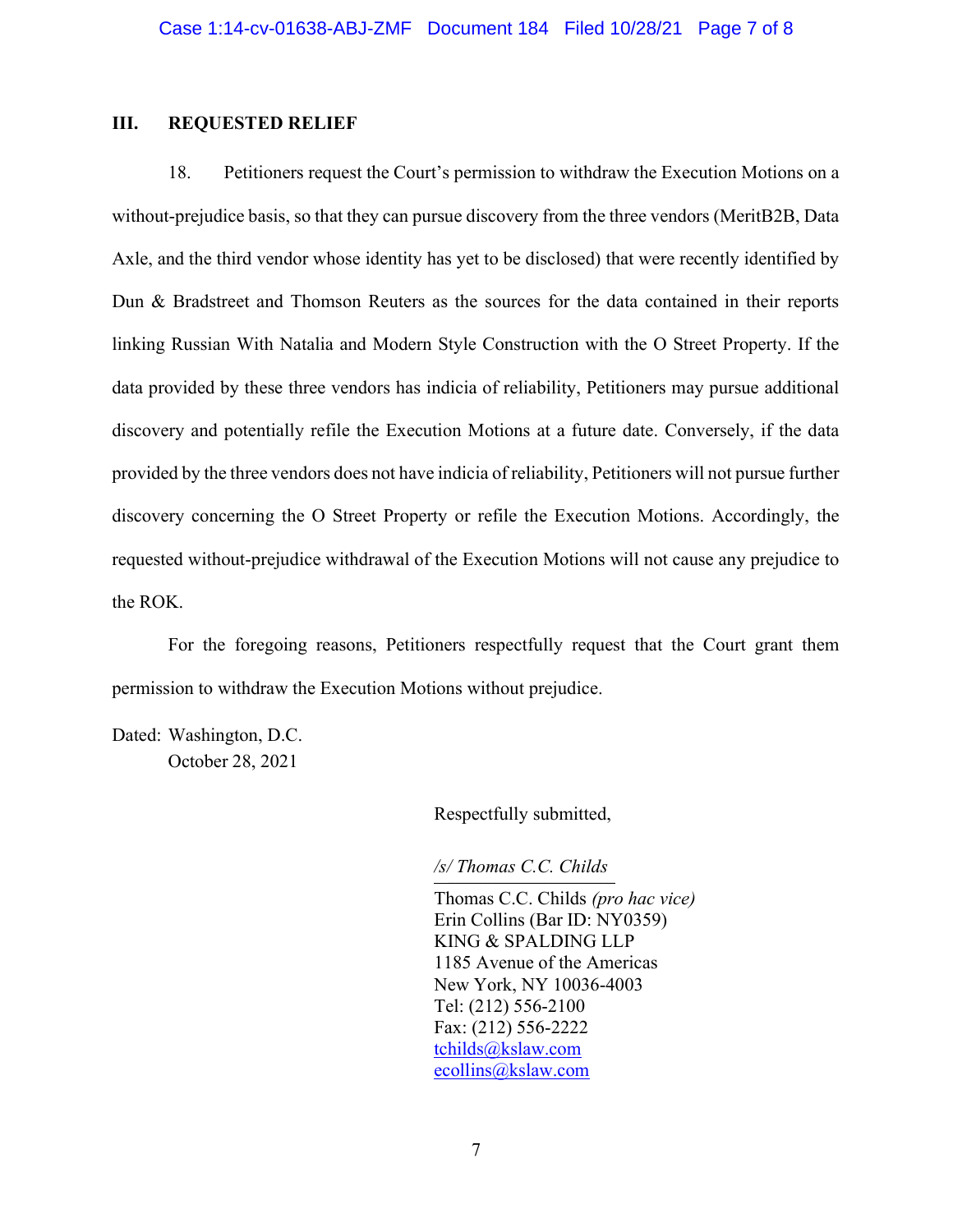## III. REQUESTED RELIEF

18. Petitioners request the Court's permission to withdraw the Execution Motions on a without-prejudice basis, so that they can pursue discovery from the three vendors (MeritB2B, Data Axle, and the third vendor whose identity has yet to be disclosed) that were recently identified by Dun & Bradstreet and Thomson Reuters as the sources for the data contained in their reports linking Russian With Natalia and Modern Style Construction with the O Street Property. If the data provided by these three vendors has indicia of reliability, Petitioners may pursue additional discovery and potentially refile the Execution Motions at a future date. Conversely, if the data provided by the three vendors does not have indicia of reliability, Petitioners will not pursue further discovery concerning the O Street Property or refile the Execution Motions. Accordingly, the requested without-prejudice withdrawal of the Execution Motions will not cause any prejudice to the ROK.

For the foregoing reasons, Petitioners respectfully request that the Court grant them permission to withdraw the Execution Motions without prejudice.

Dated: Washington, D.C.
October 28, 2021

Respectfully submitted,

*/s/ Thomas C.C. Childs*

Thomas C.C. Childs *(pro hac vice)*
Erin Collins (Bar ID: NY0359)
KING & SPALDING LLP
1185 Avenue of the Americas
New York, NY 10036-4003
Tel: (212) 556-2100
Fax: (212) 556-2222
tchilds@kslaw.com
ecollins@kslaw.com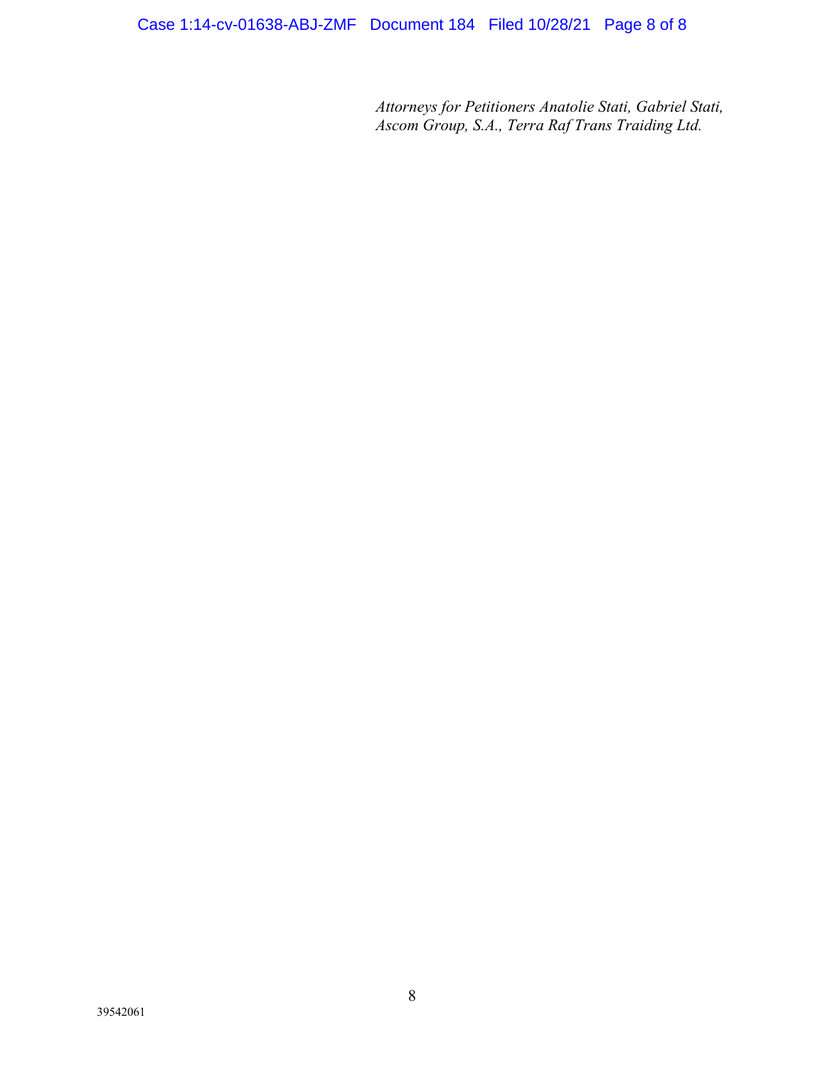*Attorneys for Petitioners Anatolie Stati, Gabriel Stati, Ascom Group, S.A., Terra Raf Trans Traiding Ltd.*

39542061